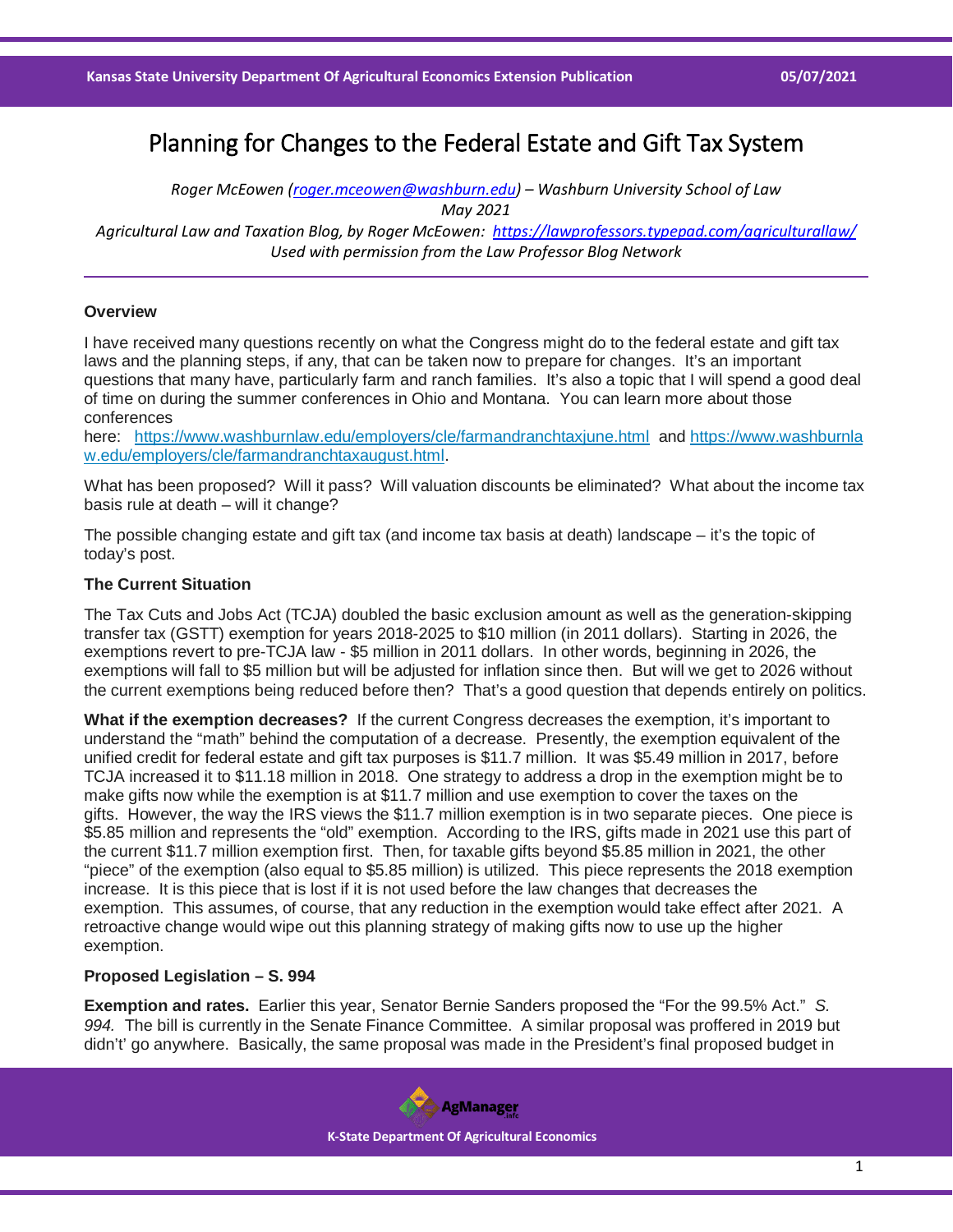# Planning for Changes to the Federal Estate and Gift Tax System

*Roger McEowen (roger.mceowen@washburn.edu) – Washburn University School of Law*
*May 2021*
*Agricultural Law and Taxation Blog, by Roger McEowen: https://lawprofessors.typepad.com/agriculturallaw/*
*Used with permission from the Law Professor Blog Network*

---

### Overview

I have received many questions recently on what the Congress might do to the federal estate and gift tax laws and the planning steps, if any, that can be taken now to prepare for changes. It's an important questions that many have, particularly farm and ranch families. It's also a topic that I will spend a good deal of time on during the summer conferences in Ohio and Montana. You can learn more about those conferences here: https://www.washburnlaw.edu/employers/cle/farmandranchtaxjune.html and https://www.washburnlaw.edu/employers/cle/farmandranchtaxaugust.html.

What has been proposed? Will it pass? Will valuation discounts be eliminated? What about the income tax basis rule at death – will it change?

The possible changing estate and gift tax (and income tax basis at death) landscape – it's the topic of today's post.

### The Current Situation

The Tax Cuts and Jobs Act (TCJA) doubled the basic exclusion amount as well as the generation-skipping transfer tax (GSTT) exemption for years 2018-2025 to $10 million (in 2011 dollars). Starting in 2026, the exemptions revert to pre-TCJA law - $5 million in 2011 dollars. In other words, beginning in 2026, the exemptions will fall to $5 million but will be adjusted for inflation since then. But will we get to 2026 without the current exemptions being reduced before then? That's a good question that depends entirely on politics.

**What if the exemption decreases?** If the current Congress decreases the exemption, it's important to understand the "math" behind the computation of a decrease. Presently, the exemption equivalent of the unified credit for federal estate and gift tax purposes is $11.7 million. It was $5.49 million in 2017, before TCJA increased it to $11.18 million in 2018. One strategy to address a drop in the exemption might be to make gifts now while the exemption is at $11.7 million and use exemption to cover the taxes on the gifts. However, the way the IRS views the $11.7 million exemption is in two separate pieces. One piece is $5.85 million and represents the "old" exemption. According to the IRS, gifts made in 2021 use this part of the current $11.7 million exemption first. Then, for taxable gifts beyond $5.85 million in 2021, the other "piece" of the exemption (also equal to $5.85 million) is utilized. This piece represents the 2018 exemption increase. It is this piece that is lost if it is not used before the law changes that decreases the exemption. This assumes, of course, that any reduction in the exemption would take effect after 2021. A retroactive change would wipe out this planning strategy of making gifts now to use up the higher exemption.

### Proposed Legislation – S. 994

**Exemption and rates.** Earlier this year, Senator Bernie Sanders proposed the "For the 99.5% Act." *S. 994.* The bill is currently in the Senate Finance Committee. A similar proposal was proffered in 2019 but didn't't go anywhere. Basically, the same proposal was made in the President's final proposed budget in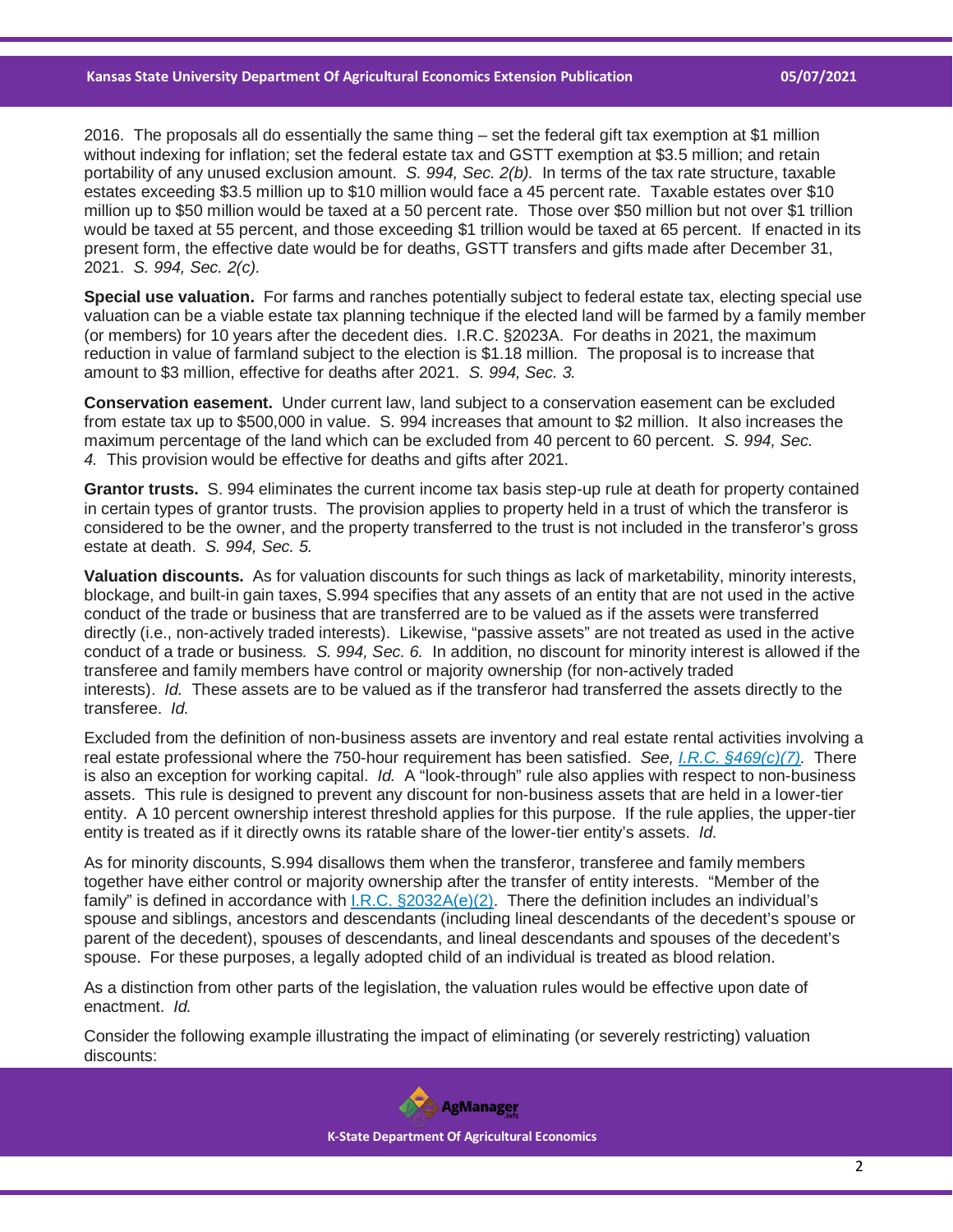2016. The proposals all do essentially the same thing – set the federal gift tax exemption at $1 million without indexing for inflation; set the federal estate tax and GSTT exemption at $3.5 million; and retain portability of any unused exclusion amount. *S. 994, Sec. 2(b).* In terms of the tax rate structure, taxable estates exceeding $3.5 million up to $10 million would face a 45 percent rate. Taxable estates over $10 million up to $50 million would be taxed at a 50 percent rate. Those over $50 million but not over $1 trillion would be taxed at 55 percent, and those exceeding $1 trillion would be taxed at 65 percent. If enacted in its present form, the effective date would be for deaths, GSTT transfers and gifts made after December 31, 2021. *S. 994, Sec. 2(c).*

**Special use valuation.** For farms and ranches potentially subject to federal estate tax, electing special use valuation can be a viable estate tax planning technique if the elected land will be farmed by a family member (or members) for 10 years after the decedent dies. I.R.C. §2023A. For deaths in 2021, the maximum reduction in value of farmland subject to the election is $1.18 million. The proposal is to increase that amount to $3 million, effective for deaths after 2021. *S. 994, Sec. 3.*

**Conservation easement.** Under current law, land subject to a conservation easement can be excluded from estate tax up to $500,000 in value. S. 994 increases that amount to $2 million. It also increases the maximum percentage of the land which can be excluded from 40 percent to 60 percent. *S. 994, Sec. 4.* This provision would be effective for deaths and gifts after 2021.

**Grantor trusts.** S. 994 eliminates the current income tax basis step-up rule at death for property contained in certain types of grantor trusts. The provision applies to property held in a trust of which the transferor is considered to be the owner, and the property transferred to the trust is not included in the transferor's gross estate at death. *S. 994, Sec. 5.*

**Valuation discounts.** As for valuation discounts for such things as lack of marketability, minority interests, blockage, and built-in gain taxes, S.994 specifies that any assets of an entity that are not used in the active conduct of the trade or business that are transferred are to be valued as if the assets were transferred directly (i.e., non-actively traded interests). Likewise, "passive assets" are not treated as used in the active conduct of a trade or business. *S. 994, Sec. 6.* In addition, no discount for minority interest is allowed if the transferee and family members have control or majority ownership (for non-actively traded interests). *Id.* These assets are to be valued as if the transferor had transferred the assets directly to the transferee. *Id.*

Excluded from the definition of non-business assets are inventory and real estate rental activities involving a real estate professional where the 750-hour requirement has been satisfied. *See, I.R.C. §469(c)(7).* There is also an exception for working capital. *Id.* A "look-through" rule also applies with respect to non-business assets. This rule is designed to prevent any discount for non-business assets that are held in a lower-tier entity. A 10 percent ownership interest threshold applies for this purpose. If the rule applies, the upper-tier entity is treated as if it directly owns its ratable share of the lower-tier entity's assets. *Id.*

As for minority discounts, S.994 disallows them when the transferor, transferee and family members together have either control or majority ownership after the transfer of entity interests. "Member of the family" is defined in accordance with I.R.C. §2032A(e)(2). There the definition includes an individual's spouse and siblings, ancestors and descendants (including lineal descendants of the decedent's spouse or parent of the decedent), spouses of descendants, and lineal descendants and spouses of the decedent's spouse. For these purposes, a legally adopted child of an individual is treated as blood relation.

As a distinction from other parts of the legislation, the valuation rules would be effective upon date of enactment. *Id.*

Consider the following example illustrating the impact of eliminating (or severely restricting) valuation discounts: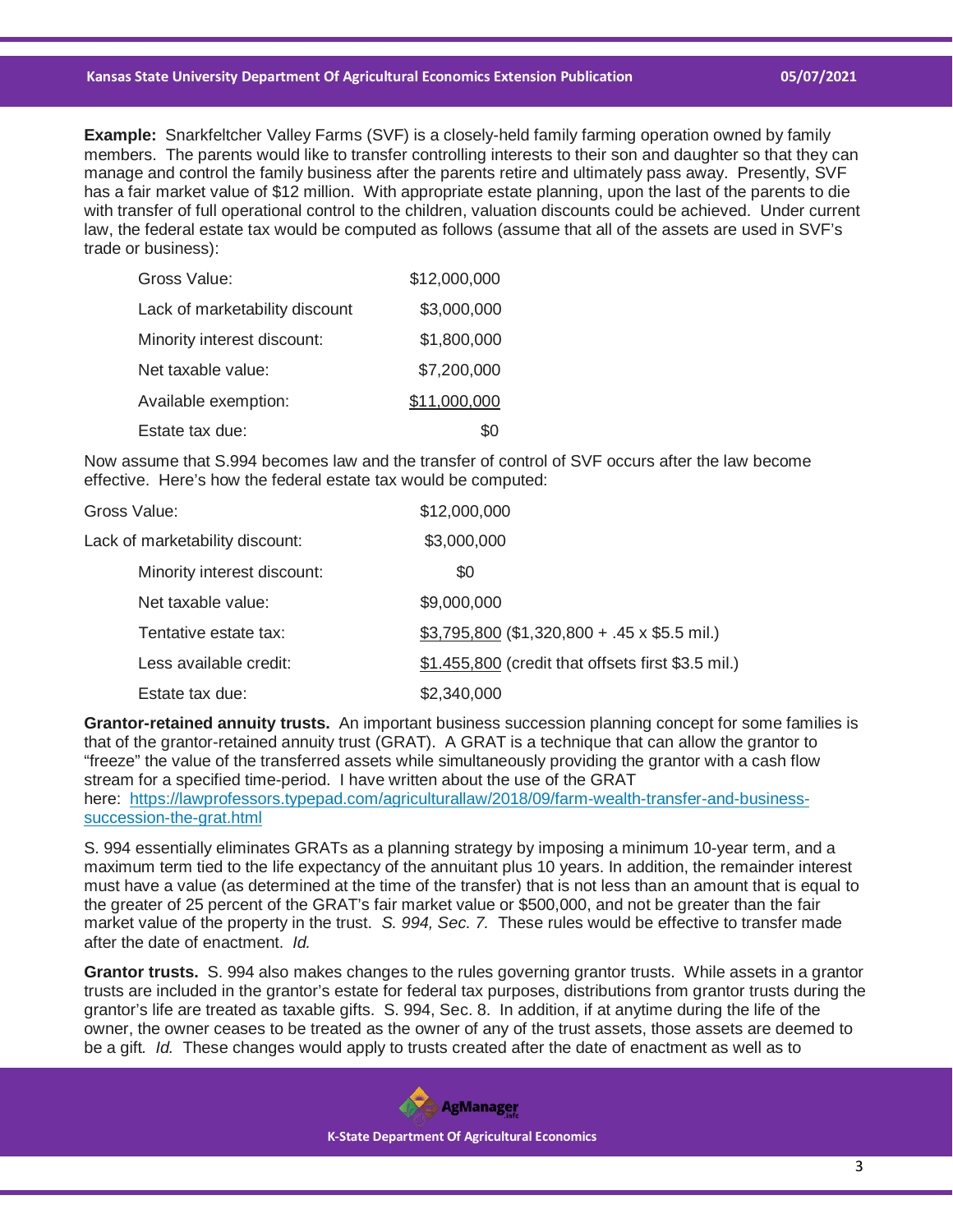**Example:** Snarkfeltcher Valley Farms (SVF) is a closely-held family farming operation owned by family members. The parents would like to transfer controlling interests to their son and daughter so that they can manage and control the family business after the parents retire and ultimately pass away. Presently, SVF has a fair market value of $12 million. With appropriate estate planning, upon the last of the parents to die with transfer of full operational control to the children, valuation discounts could be achieved. Under current law, the federal estate tax would be computed as follows (assume that all of the assets are used in SVF's trade or business):

| | |
|---|---|
| Gross Value: | $12,000,000 |
| Lack of marketability discount | $3,000,000 |
| Minority interest discount: | $1,800,000 |
| Net taxable value: | $7,200,000 |
| Available exemption: | $11,000,000 |
| Estate tax due: | $0 |

Now assume that S.994 becomes law and the transfer of control of SVF occurs after the law become effective. Here's how the federal estate tax would be computed:

| | |
|---|---|
| Gross Value: | $12,000,000 |
| Lack of marketability discount: | $3,000,000 |
| Minority interest discount: | $0 |
| Net taxable value: | $9,000,000 |
| Tentative estate tax: | $3,795,800 ($1,320,800 + .45 x $5.5 mil.) |
| Less available credit: | $1.455,800 (credit that offsets first $3.5 mil.) |
| Estate tax due: | $2,340,000 |

**Grantor-retained annuity trusts.** An important business succession planning concept for some families is that of the grantor-retained annuity trust (GRAT). A GRAT is a technique that can allow the grantor to "freeze" the value of the transferred assets while simultaneously providing the grantor with a cash flow stream for a specified time-period. I have written about the use of the GRAT here: https://lawprofessors.typepad.com/agriculturallaw/2018/09/farm-wealth-transfer-and-business-succession-the-grat.html

S. 994 essentially eliminates GRATs as a planning strategy by imposing a minimum 10-year term, and a maximum term tied to the life expectancy of the annuitant plus 10 years. In addition, the remainder interest must have a value (as determined at the time of the transfer) that is not less than an amount that is equal to the greater of 25 percent of the GRAT's fair market value or $500,000, and not be greater than the fair market value of the property in the trust. *S. 994, Sec. 7.* These rules would be effective to transfer made after the date of enactment. *Id.*

**Grantor trusts.** S. 994 also makes changes to the rules governing grantor trusts. While assets in a grantor trusts are included in the grantor's estate for federal tax purposes, distributions from grantor trusts during the grantor's life are treated as taxable gifts. S. 994, Sec. 8. In addition, if at anytime during the life of the owner, the owner ceases to be treated as the owner of any of the trust assets, those assets are deemed to be a gift. *Id.* These changes would apply to trusts created after the date of enactment as well as to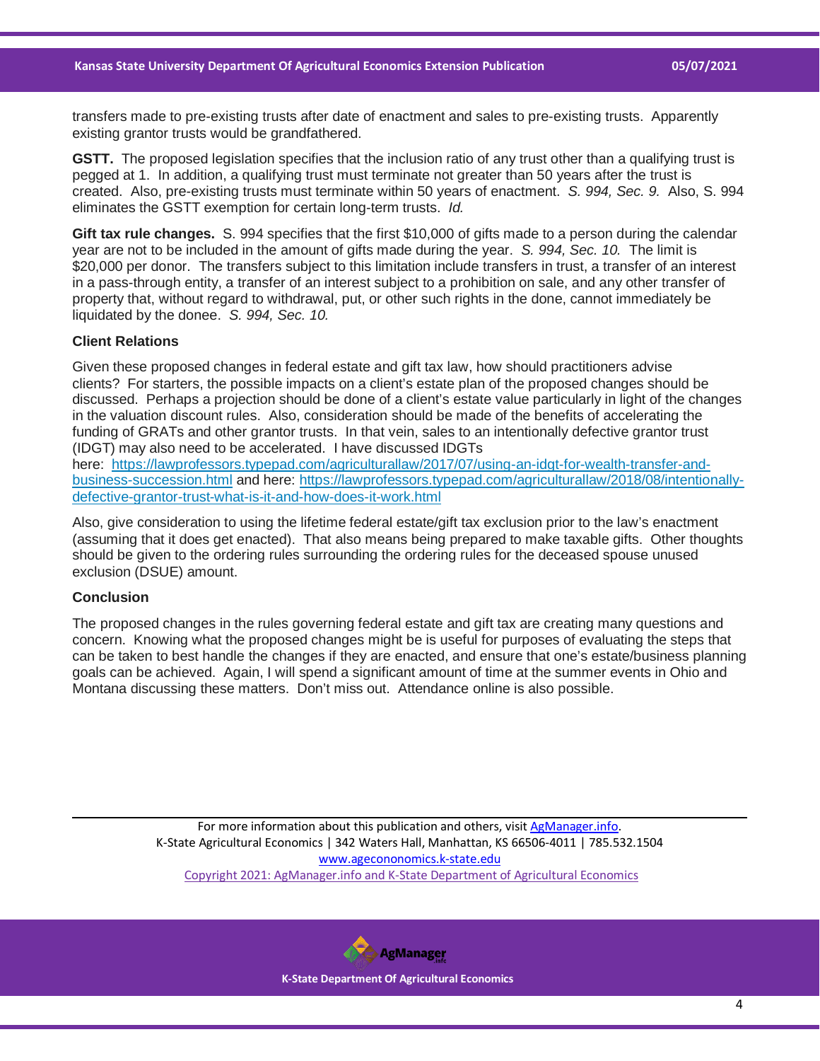transfers made to pre-existing trusts after date of enactment and sales to pre-existing trusts. Apparently existing grantor trusts would be grandfathered.

**GSTT.** The proposed legislation specifies that the inclusion ratio of any trust other than a qualifying trust is pegged at 1. In addition, a qualifying trust must terminate not greater than 50 years after the trust is created. Also, pre-existing trusts must terminate within 50 years of enactment. *S. 994, Sec. 9.* Also, S. 994 eliminates the GSTT exemption for certain long-term trusts. *Id.*

**Gift tax rule changes.** S. 994 specifies that the first $10,000 of gifts made to a person during the calendar year are not to be included in the amount of gifts made during the year. *S. 994, Sec. 10.* The limit is $20,000 per donor. The transfers subject to this limitation include transfers in trust, a transfer of an interest in a pass-through entity, a transfer of an interest subject to a prohibition on sale, and any other transfer of property that, without regard to withdrawal, put, or other such rights in the done, cannot immediately be liquidated by the donee. *S. 994, Sec. 10.*

### Client Relations

Given these proposed changes in federal estate and gift tax law, how should practitioners advise clients? For starters, the possible impacts on a client's estate plan of the proposed changes should be discussed. Perhaps a projection should be done of a client's estate value particularly in light of the changes in the valuation discount rules. Also, consideration should be made of the benefits of accelerating the funding of GRATs and other grantor trusts. In that vein, sales to an intentionally defective grantor trust (IDGT) may also need to be accelerated. I have discussed IDGTs here: [https://lawprofessors.typepad.com/agriculturallaw/2017/07/using-an-idgt-for-wealth-transfer-and-business-succession.html](https://lawprofessors.typepad.com/agriculturallaw/2017/07/using-an-idgt-for-wealth-transfer-and-business-succession.html) and here: [https://lawprofessors.typepad.com/agriculturallaw/2018/08/intentionally-defective-grantor-trust-what-is-it-and-how-does-it-work.html](https://lawprofessors.typepad.com/agriculturallaw/2018/08/intentionally-defective-grantor-trust-what-is-it-and-how-does-it-work.html)

Also, give consideration to using the lifetime federal estate/gift tax exclusion prior to the law's enactment (assuming that it does get enacted). That also means being prepared to make taxable gifts. Other thoughts should be given to the ordering rules surrounding the ordering rules for the deceased spouse unused exclusion (DSUE) amount.

### Conclusion

The proposed changes in the rules governing federal estate and gift tax are creating many questions and concern. Knowing what the proposed changes might be is useful for purposes of evaluating the steps that can be taken to best handle the changes if they are enacted, and ensure that one's estate/business planning goals can be achieved. Again, I will spend a significant amount of time at the summer events in Ohio and Montana discussing these matters. Don't miss out. Attendance online is also possible.